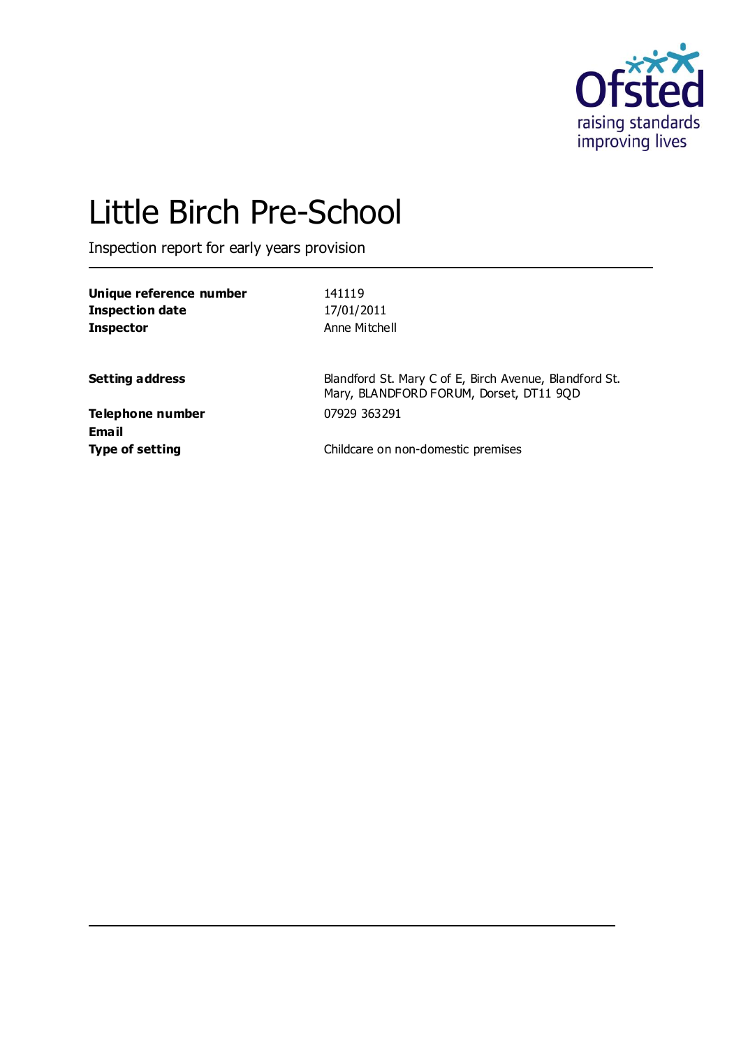# Little Birch Pre-School

Inspection report for early years provision

| | |
|---|---|
| **Unique reference number** | 141119 |
| **Inspection date** | 17/01/2011 |
| **Inspector** | Anne Mitchell |
| | |
| **Setting address** | Blandford St. Mary C of E, Birch Avenue, Blandford St. Mary, BLANDFORD FORUM, Dorset, DT11 9QD |
| **Telephone number** | 07929 363291 |
| **Email** | |
| **Type of setting** | Childcare on non-domestic premises |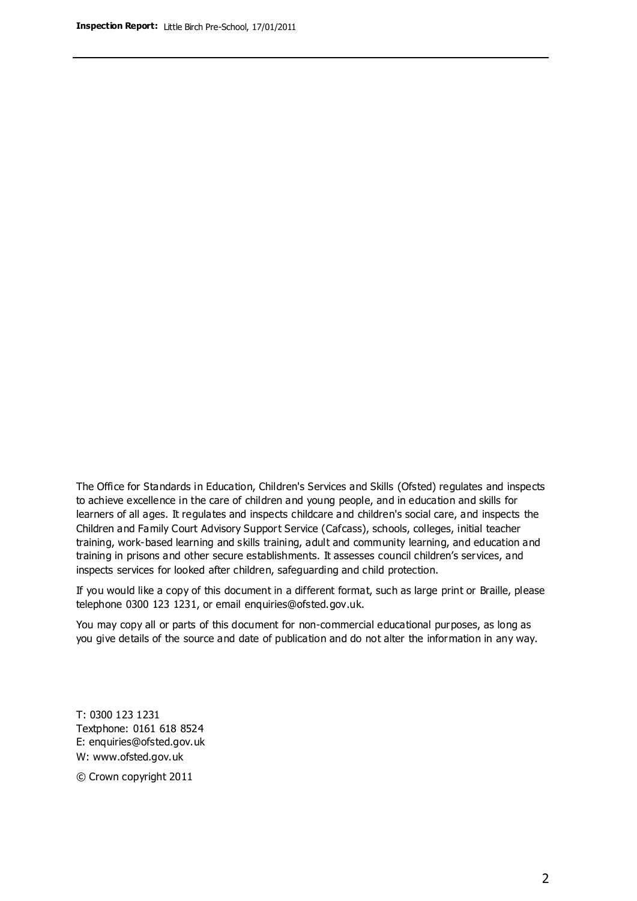The Office for Standards in Education, Children's Services and Skills (Ofsted) regulates and inspects to achieve excellence in the care of children and young people, and in education and skills for learners of all ages. It regulates and inspects childcare and children's social care, and inspects the Children and Family Court Advisory Support Service (Cafcass), schools, colleges, initial teacher training, work-based learning and skills training, adult and community learning, and education and training in prisons and other secure establishments. It assesses council children's services, and inspects services for looked after children, safeguarding and child protection.

If you would like a copy of this document in a different format, such as large print or Braille, please telephone 0300 123 1231, or email enquiries@ofsted.gov.uk.

You may copy all or parts of this document for non-commercial educational purposes, as long as you give details of the source and date of publication and do not alter the information in any way.

T: 0300 123 1231
Textphone: 0161 618 8524
E: enquiries@ofsted.gov.uk
W: www.ofsted.gov.uk

© Crown copyright 2011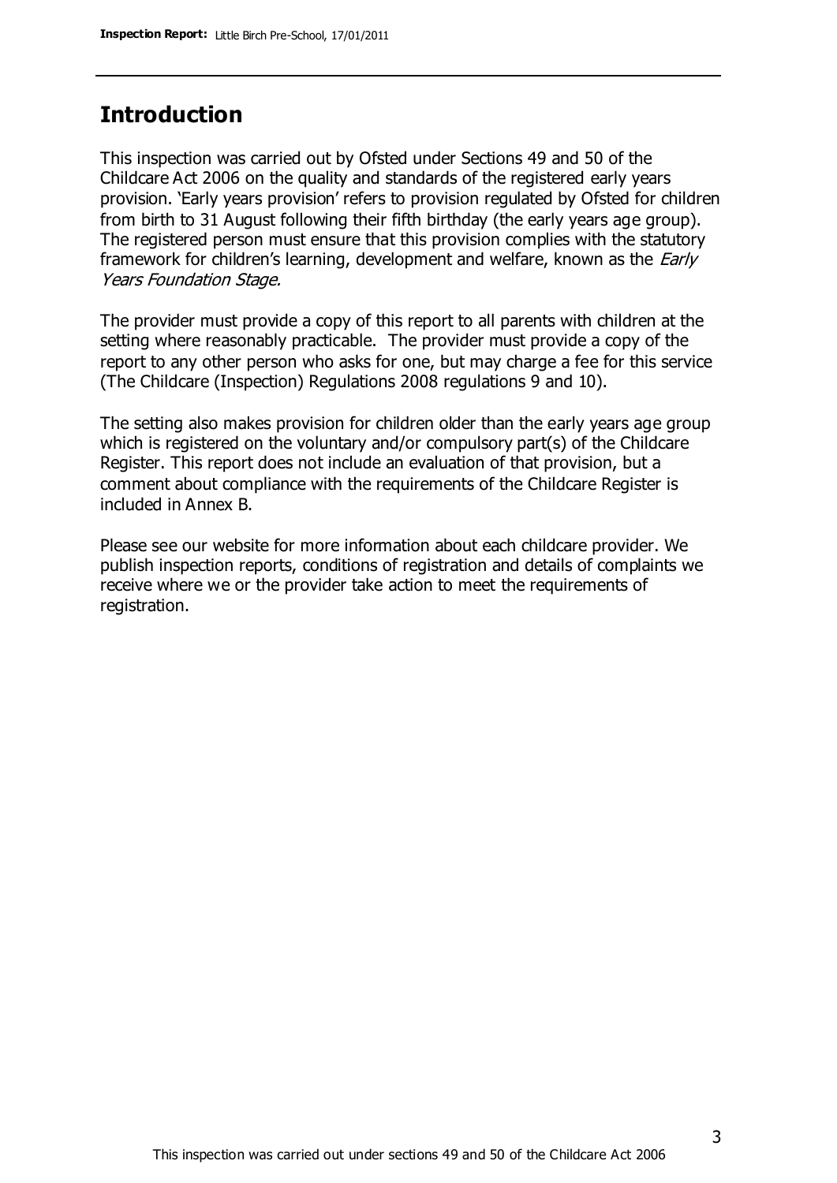## Introduction

This inspection was carried out by Ofsted under Sections 49 and 50 of the Childcare Act 2006 on the quality and standards of the registered early years provision. 'Early years provision' refers to provision regulated by Ofsted for children from birth to 31 August following their fifth birthday (the early years age group). The registered person must ensure that this provision complies with the statutory framework for children's learning, development and welfare, known as the *Early Years Foundation Stage.*

The provider must provide a copy of this report to all parents with children at the setting where reasonably practicable. The provider must provide a copy of the report to any other person who asks for one, but may charge a fee for this service (The Childcare (Inspection) Regulations 2008 regulations 9 and 10).

The setting also makes provision for children older than the early years age group which is registered on the voluntary and/or compulsory part(s) of the Childcare Register. This report does not include an evaluation of that provision, but a comment about compliance with the requirements of the Childcare Register is included in Annex B.

Please see our website for more information about each childcare provider. We publish inspection reports, conditions of registration and details of complaints we receive where we or the provider take action to meet the requirements of registration.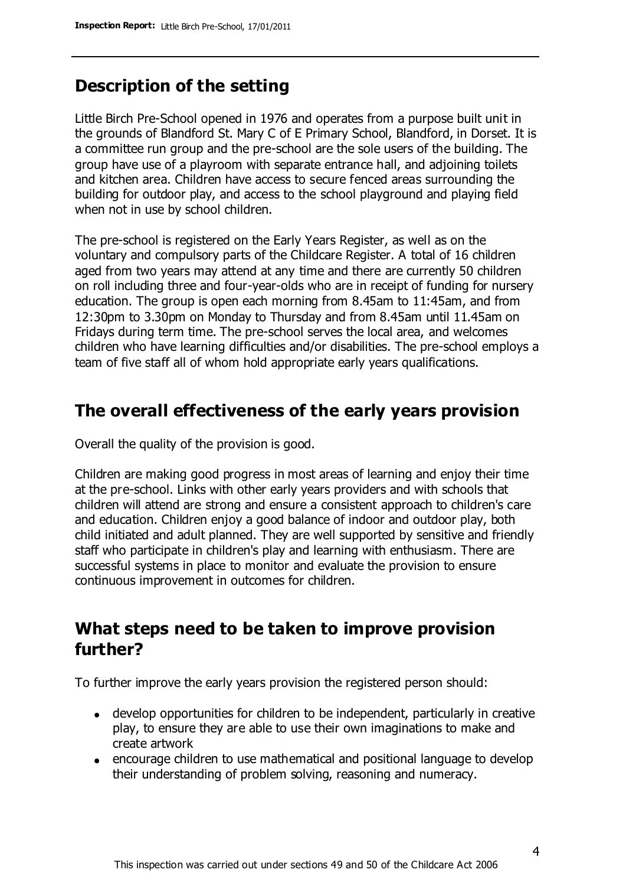## Description of the setting

Little Birch Pre-School opened in 1976 and operates from a purpose built unit in the grounds of Blandford St. Mary C of E Primary School, Blandford, in Dorset. It is a committee run group and the pre-school are the sole users of the building. The group have use of a playroom with separate entrance hall, and adjoining toilets and kitchen area. Children have access to secure fenced areas surrounding the building for outdoor play, and access to the school playground and playing field when not in use by school children.

The pre-school is registered on the Early Years Register, as well as on the voluntary and compulsory parts of the Childcare Register. A total of 16 children aged from two years may attend at any time and there are currently 50 children on roll including three and four-year-olds who are in receipt of funding for nursery education. The group is open each morning from 8.45am to 11:45am, and from 12:30pm to 3.30pm on Monday to Thursday and from 8.45am until 11.45am on Fridays during term time. The pre-school serves the local area, and welcomes children who have learning difficulties and/or disabilities. The pre-school employs a team of five staff all of whom hold appropriate early years qualifications.

## The overall effectiveness of the early years provision

Overall the quality of the provision is good.

Children are making good progress in most areas of learning and enjoy their time at the pre-school. Links with other early years providers and with schools that children will attend are strong and ensure a consistent approach to children's care and education. Children enjoy a good balance of indoor and outdoor play, both child initiated and adult planned. They are well supported by sensitive and friendly staff who participate in children's play and learning with enthusiasm. There are successful systems in place to monitor and evaluate the provision to ensure continuous improvement in outcomes for children.

## What steps need to be taken to improve provision further?

To further improve the early years provision the registered person should:

- develop opportunities for children to be independent, particularly in creative play, to ensure they are able to use their own imaginations to make and create artwork
- encourage children to use mathematical and positional language to develop their understanding of problem solving, reasoning and numeracy.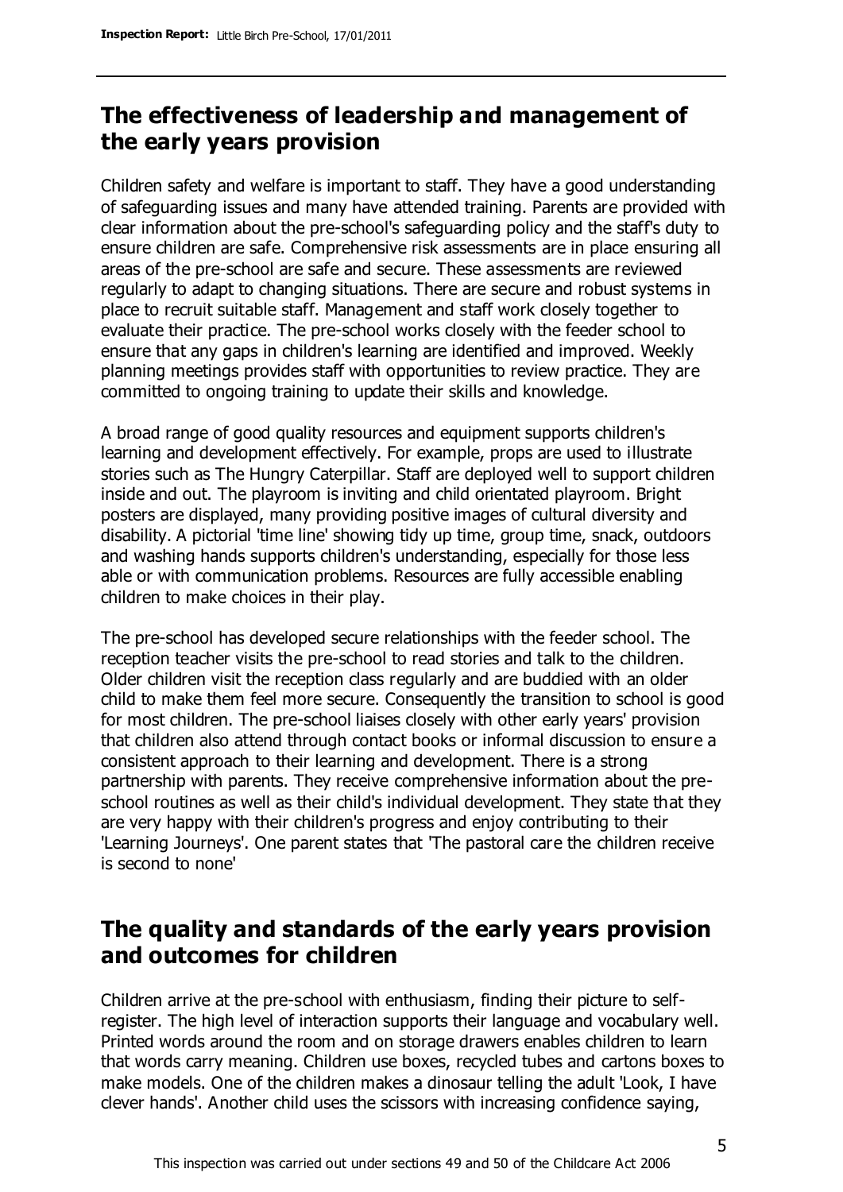## The effectiveness of leadership and management of the early years provision

Children safety and welfare is important to staff. They have a good understanding of safeguarding issues and many have attended training. Parents are provided with clear information about the pre-school's safeguarding policy and the staff's duty to ensure children are safe. Comprehensive risk assessments are in place ensuring all areas of the pre-school are safe and secure. These assessments are reviewed regularly to adapt to changing situations. There are secure and robust systems in place to recruit suitable staff. Management and staff work closely together to evaluate their practice. The pre-school works closely with the feeder school to ensure that any gaps in children's learning are identified and improved. Weekly planning meetings provides staff with opportunities to review practice. They are committed to ongoing training to update their skills and knowledge.

A broad range of good quality resources and equipment supports children's learning and development effectively. For example, props are used to illustrate stories such as The Hungry Caterpillar. Staff are deployed well to support children inside and out. The playroom is inviting and child orientated playroom. Bright posters are displayed, many providing positive images of cultural diversity and disability. A pictorial 'time line' showing tidy up time, group time, snack, outdoors and washing hands supports children's understanding, especially for those less able or with communication problems. Resources are fully accessible enabling children to make choices in their play.

The pre-school has developed secure relationships with the feeder school. The reception teacher visits the pre-school to read stories and talk to the children. Older children visit the reception class regularly and are buddied with an older child to make them feel more secure. Consequently the transition to school is good for most children. The pre-school liaises closely with other early years' provision that children also attend through contact books or informal discussion to ensure a consistent approach to their learning and development. There is a strong partnership with parents. They receive comprehensive information about the pre-school routines as well as their child's individual development. They state that they are very happy with their children's progress and enjoy contributing to their 'Learning Journeys'. One parent states that 'The pastoral care the children receive is second to none'

## The quality and standards of the early years provision and outcomes for children

Children arrive at the pre-school with enthusiasm, finding their picture to self-register. The high level of interaction supports their language and vocabulary well. Printed words around the room and on storage drawers enables children to learn that words carry meaning. Children use boxes, recycled tubes and cartons boxes to make models. One of the children makes a dinosaur telling the adult 'Look, I have clever hands'. Another child uses the scissors with increasing confidence saying,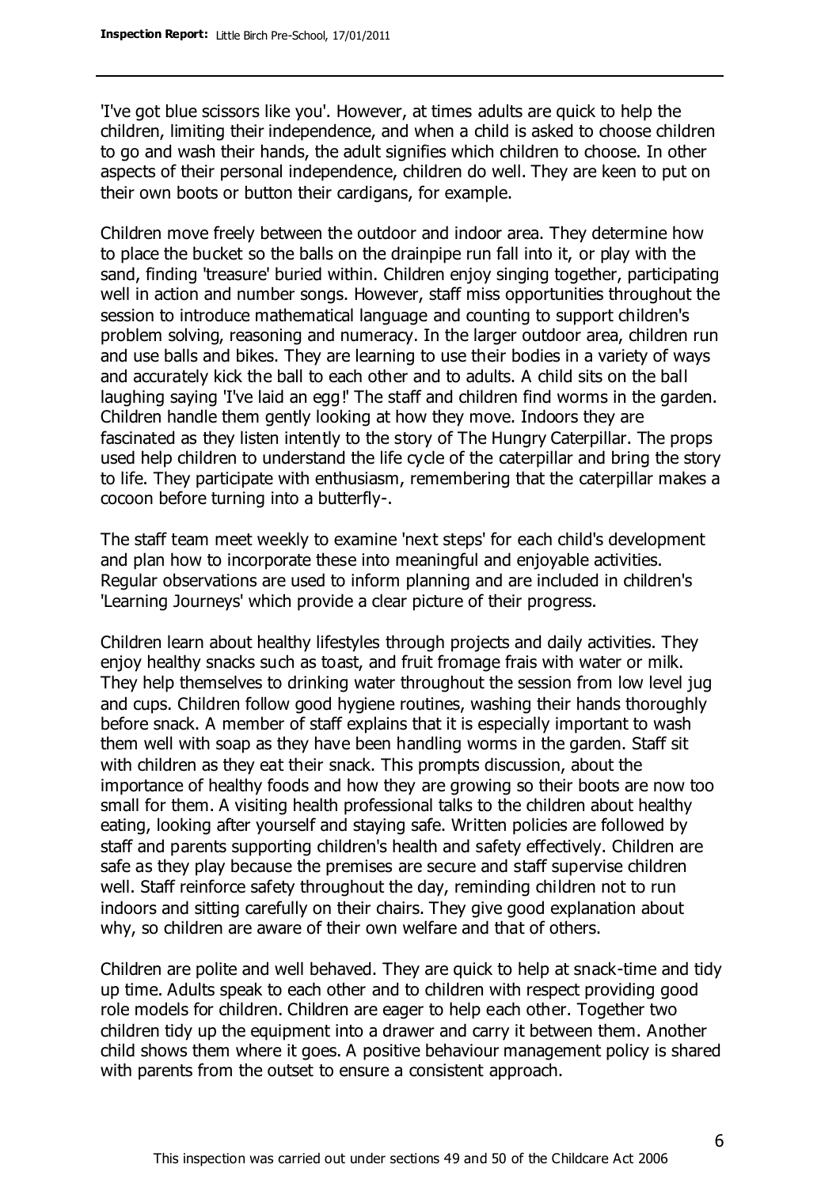'I've got blue scissors like you'. However, at times adults are quick to help the children, limiting their independence, and when a child is asked to choose children to go and wash their hands, the adult signifies which children to choose. In other aspects of their personal independence, children do well. They are keen to put on their own boots or button their cardigans, for example.

Children move freely between the outdoor and indoor area. They determine how to place the bucket so the balls on the drainpipe run fall into it, or play with the sand, finding 'treasure' buried within. Children enjoy singing together, participating well in action and number songs. However, staff miss opportunities throughout the session to introduce mathematical language and counting to support children's problem solving, reasoning and numeracy. In the larger outdoor area, children run and use balls and bikes. They are learning to use their bodies in a variety of ways and accurately kick the ball to each other and to adults. A child sits on the ball laughing saying 'I've laid an egg!' The staff and children find worms in the garden. Children handle them gently looking at how they move. Indoors they are fascinated as they listen intently to the story of The Hungry Caterpillar. The props used help children to understand the life cycle of the caterpillar and bring the story to life. They participate with enthusiasm, remembering that the caterpillar makes a cocoon before turning into a butterfly-.

The staff team meet weekly to examine 'next steps' for each child's development and plan how to incorporate these into meaningful and enjoyable activities. Regular observations are used to inform planning and are included in children's 'Learning Journeys' which provide a clear picture of their progress.

Children learn about healthy lifestyles through projects and daily activities. They enjoy healthy snacks such as toast, and fruit fromage frais with water or milk. They help themselves to drinking water throughout the session from low level jug and cups. Children follow good hygiene routines, washing their hands thoroughly before snack. A member of staff explains that it is especially important to wash them well with soap as they have been handling worms in the garden. Staff sit with children as they eat their snack. This prompts discussion, about the importance of healthy foods and how they are growing so their boots are now too small for them. A visiting health professional talks to the children about healthy eating, looking after yourself and staying safe. Written policies are followed by staff and parents supporting children's health and safety effectively. Children are safe as they play because the premises are secure and staff supervise children well. Staff reinforce safety throughout the day, reminding children not to run indoors and sitting carefully on their chairs. They give good explanation about why, so children are aware of their own welfare and that of others.

Children are polite and well behaved. They are quick to help at snack-time and tidy up time. Adults speak to each other and to children with respect providing good role models for children. Children are eager to help each other. Together two children tidy up the equipment into a drawer and carry it between them. Another child shows them where it goes. A positive behaviour management policy is shared with parents from the outset to ensure a consistent approach.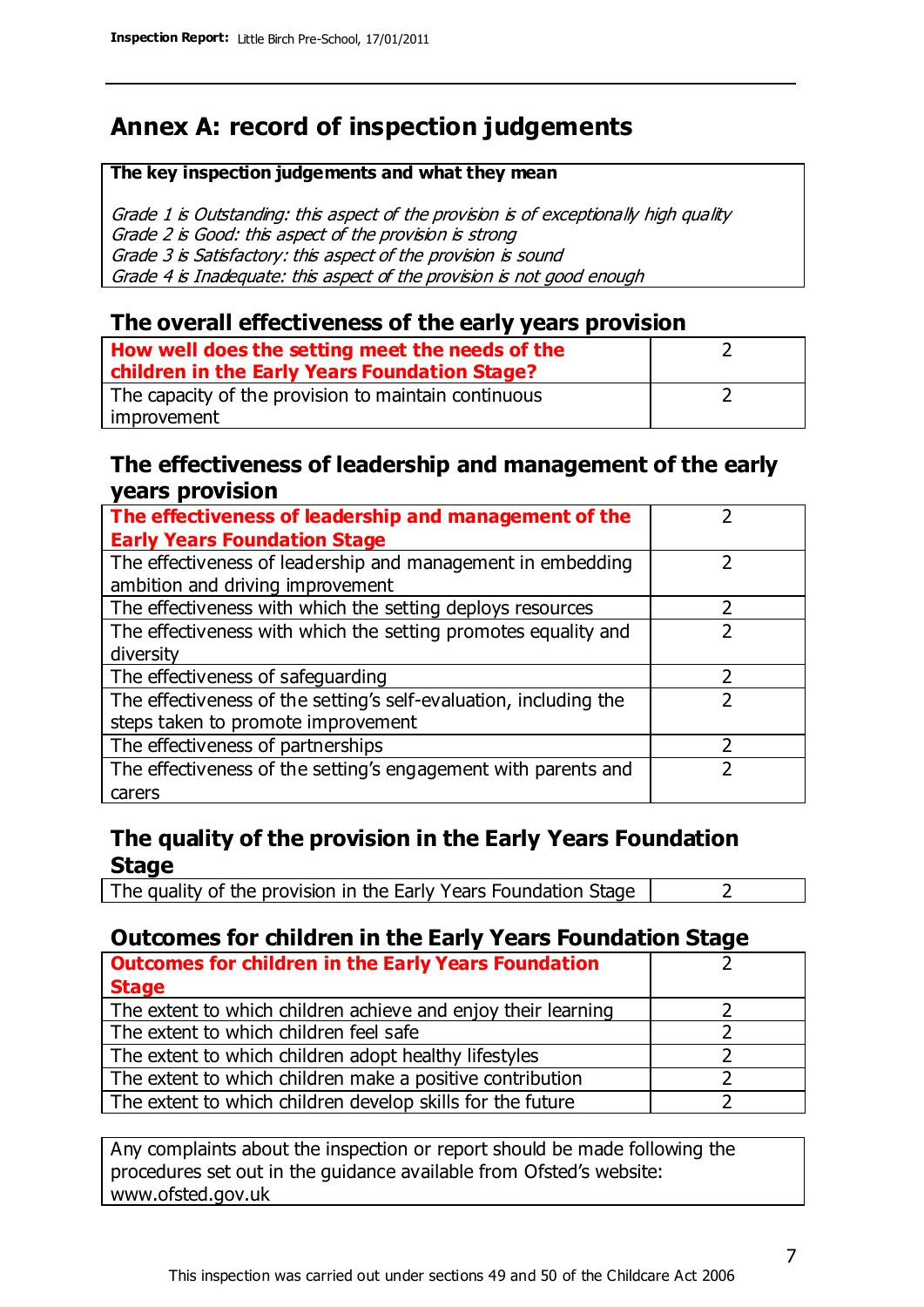# Annex A: record of inspection judgements

**The key inspection judgements and what they mean**

*Grade 1 is Outstanding: this aspect of the provision is of exceptionally high quality*
*Grade 2 is Good: this aspect of the provision is strong*
*Grade 3 is Satisfactory: this aspect of the provision is sound*
*Grade 4 is Inadequate: this aspect of the provision is not good enough*

## The overall effectiveness of the early years provision

| | |
|---|---|
| **How well does the setting meet the needs of the children in the Early Years Foundation Stage?** | 2 |
| The capacity of the provision to maintain continuous improvement | 2 |

## The effectiveness of leadership and management of the early years provision

| | |
|---|---|
| **The effectiveness of leadership and management of the Early Years Foundation Stage** | 2 |
| The effectiveness of leadership and management in embedding ambition and driving improvement | 2 |
| The effectiveness with which the setting deploys resources | 2 |
| The effectiveness with which the setting promotes equality and diversity | 2 |
| The effectiveness of safeguarding | 2 |
| The effectiveness of the setting's self-evaluation, including the steps taken to promote improvement | 2 |
| The effectiveness of partnerships | 2 |
| The effectiveness of the setting's engagement with parents and carers | 2 |

## The quality of the provision in the Early Years Foundation Stage

| | |
|---|---|
| The quality of the provision in the Early Years Foundation Stage | 2 |

## Outcomes for children in the Early Years Foundation Stage

| | |
|---|---|
| **Outcomes for children in the Early Years Foundation Stage** | 2 |
| The extent to which children achieve and enjoy their learning | 2 |
| The extent to which children feel safe | 2 |
| The extent to which children adopt healthy lifestyles | 2 |
| The extent to which children make a positive contribution | 2 |
| The extent to which children develop skills for the future | 2 |

Any complaints about the inspection or report should be made following the procedures set out in the guidance available from Ofsted's website: www.ofsted.gov.uk

This inspection was carried out under sections 49 and 50 of the Childcare Act 2006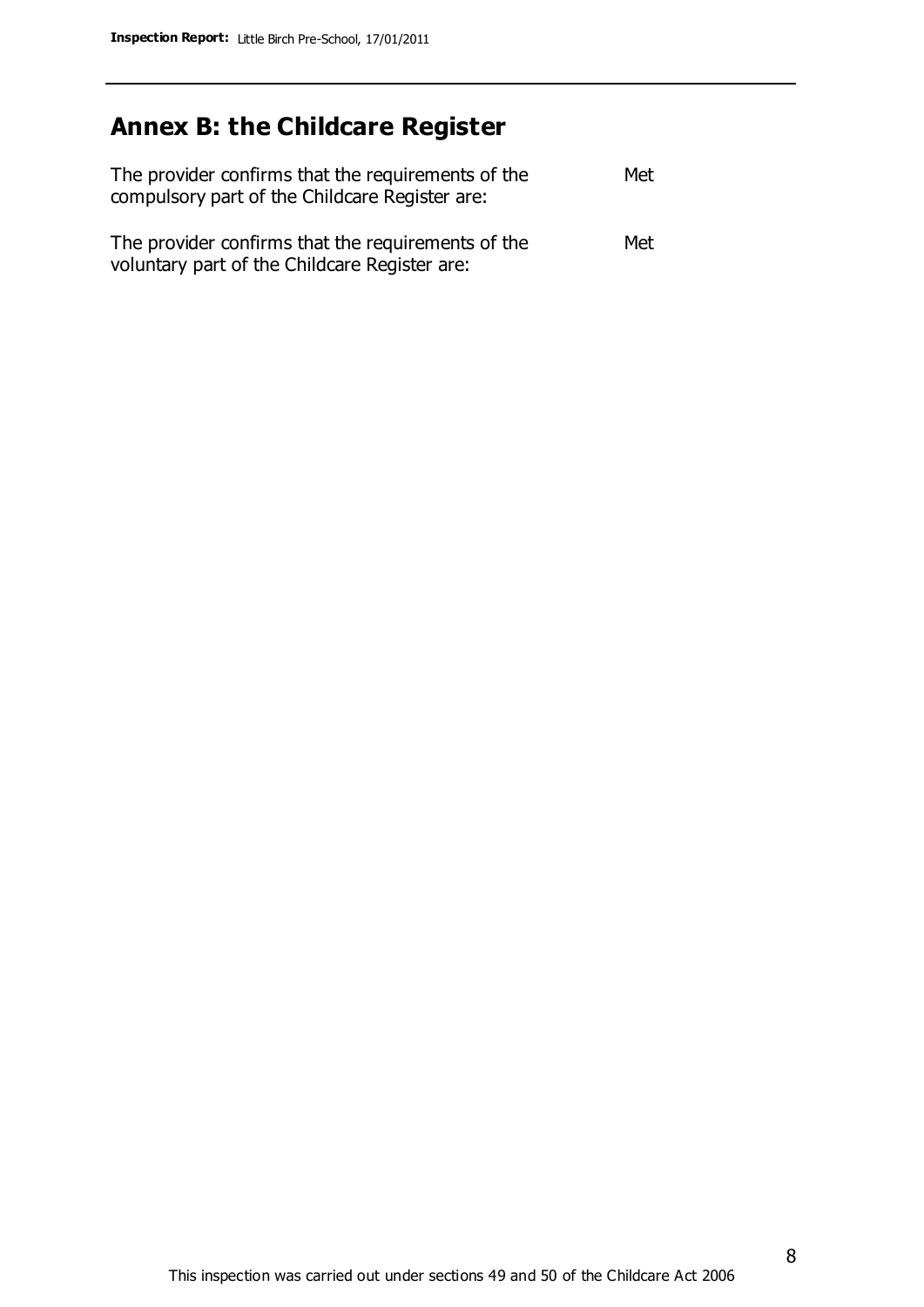## Annex B: the Childcare Register

| | |
|---|---|
| The provider confirms that the requirements of the compulsory part of the Childcare Register are: | Met |
| The provider confirms that the requirements of the voluntary part of the Childcare Register are: | Met |

This inspection was carried out under sections 49 and 50 of the Childcare Act 2006